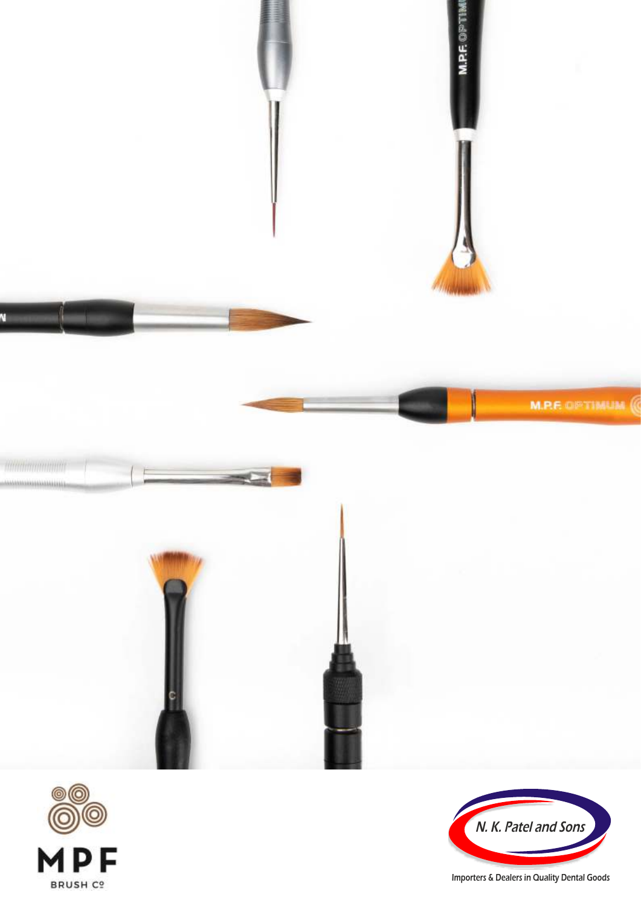MPF

BRUSH Co

N. K. Patel and Sons

Importers & Dealers in Quality Dental Goods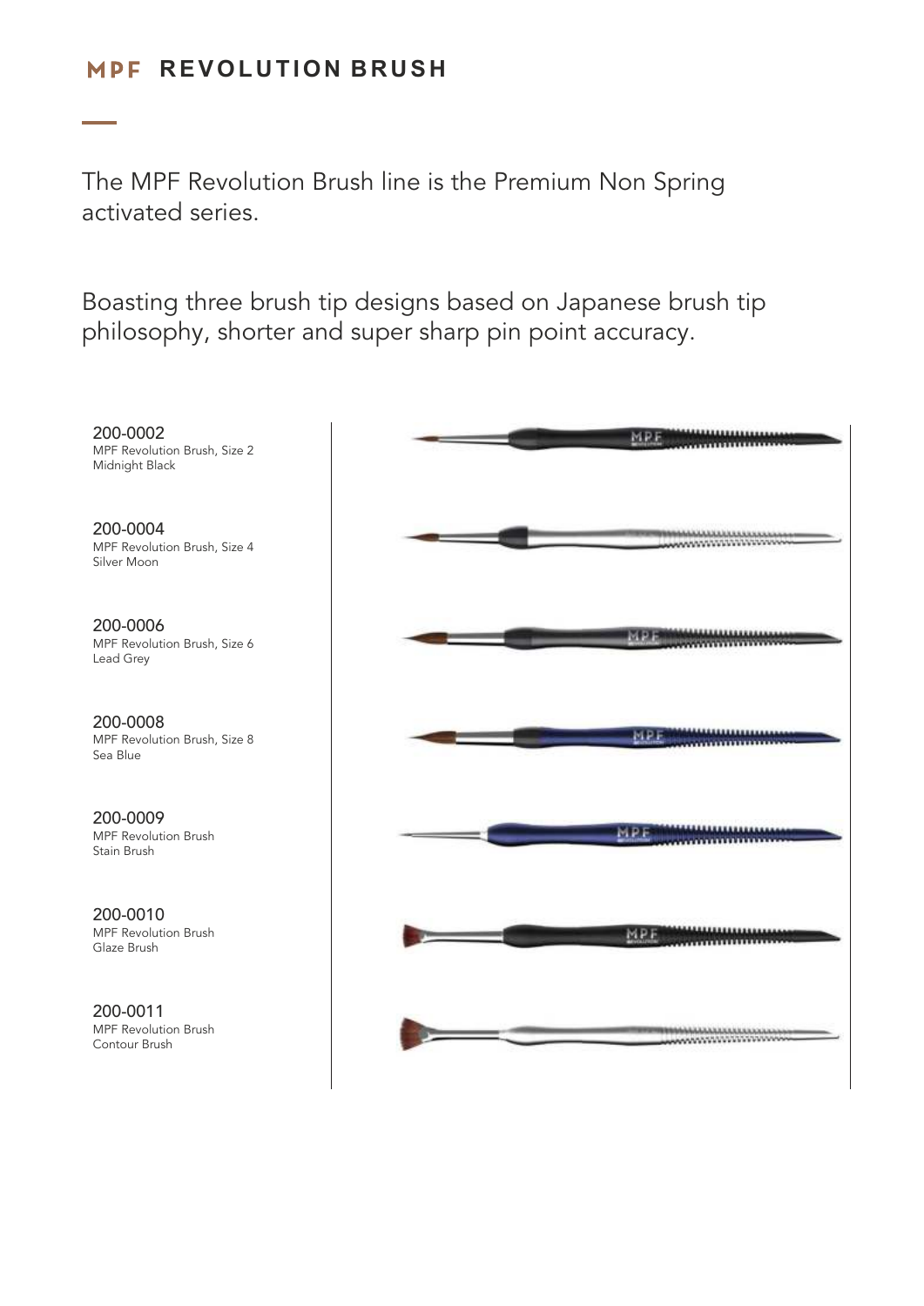# MPF REVOLUTION BRUSH

The MPF Revolution Brush line is the Premium Non Spring activated series.

Boasting three brush tip designs based on Japanese brush tip philosophy, shorter and super sharp pin point accuracy.

**200-0002**
MPF Revolution Brush, Size 2
Midnight Black

**200-0004**
MPF Revolution Brush, Size 4
Silver Moon

**200-0006**
MPF Revolution Brush, Size 6
Lead Grey

**200-0008**
MPF Revolution Brush, Size 8
Sea Blue

**200-0009**
MPF Revolution Brush
Stain Brush

**200-0010**
MPF Revolution Brush
Glaze Brush

**200-0011**
MPF Revolution Brush
Contour Brush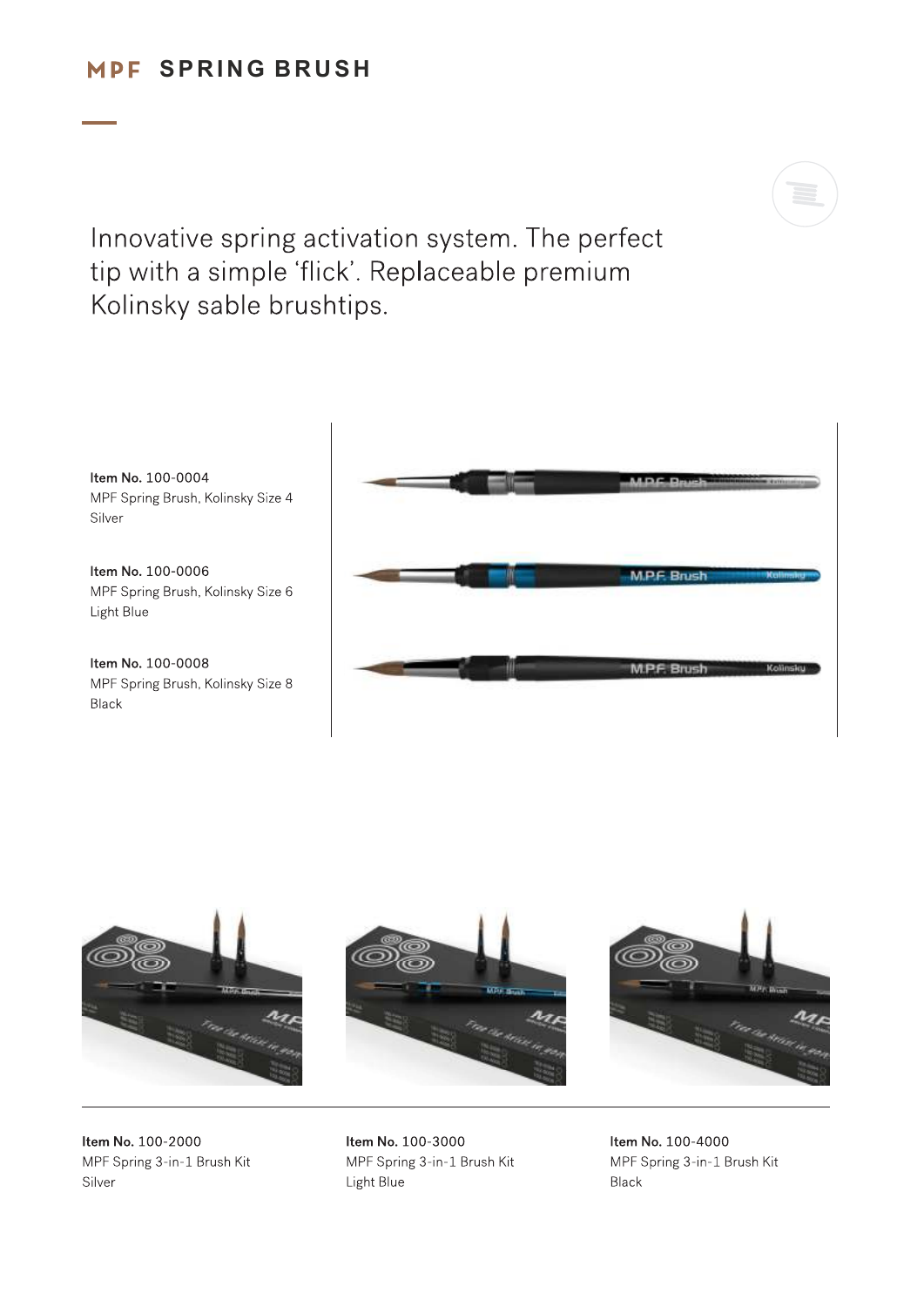# MPF SPRING BRUSH

Innovative spring activation system. The perfect tip with a simple 'flick'. Replaceable premium Kolinsky sable brushtips.

**Item No.** 100-0004
MPF Spring Brush, Kolinsky Size 4
Silver

**Item No.** 100-0006
MPF Spring Brush, Kolinsky Size 6
Light Blue

**Item No.** 100-0008
MPF Spring Brush, Kolinsky Size 8
Black

**Item No.** 100-2000
MPF Spring 3-in-1 Brush Kit
Silver

**Item No.** 100-3000
MPF Spring 3-in-1 Brush Kit
Light Blue

**Item No.** 100-4000
MPF Spring 3-in-1 Brush Kit
Black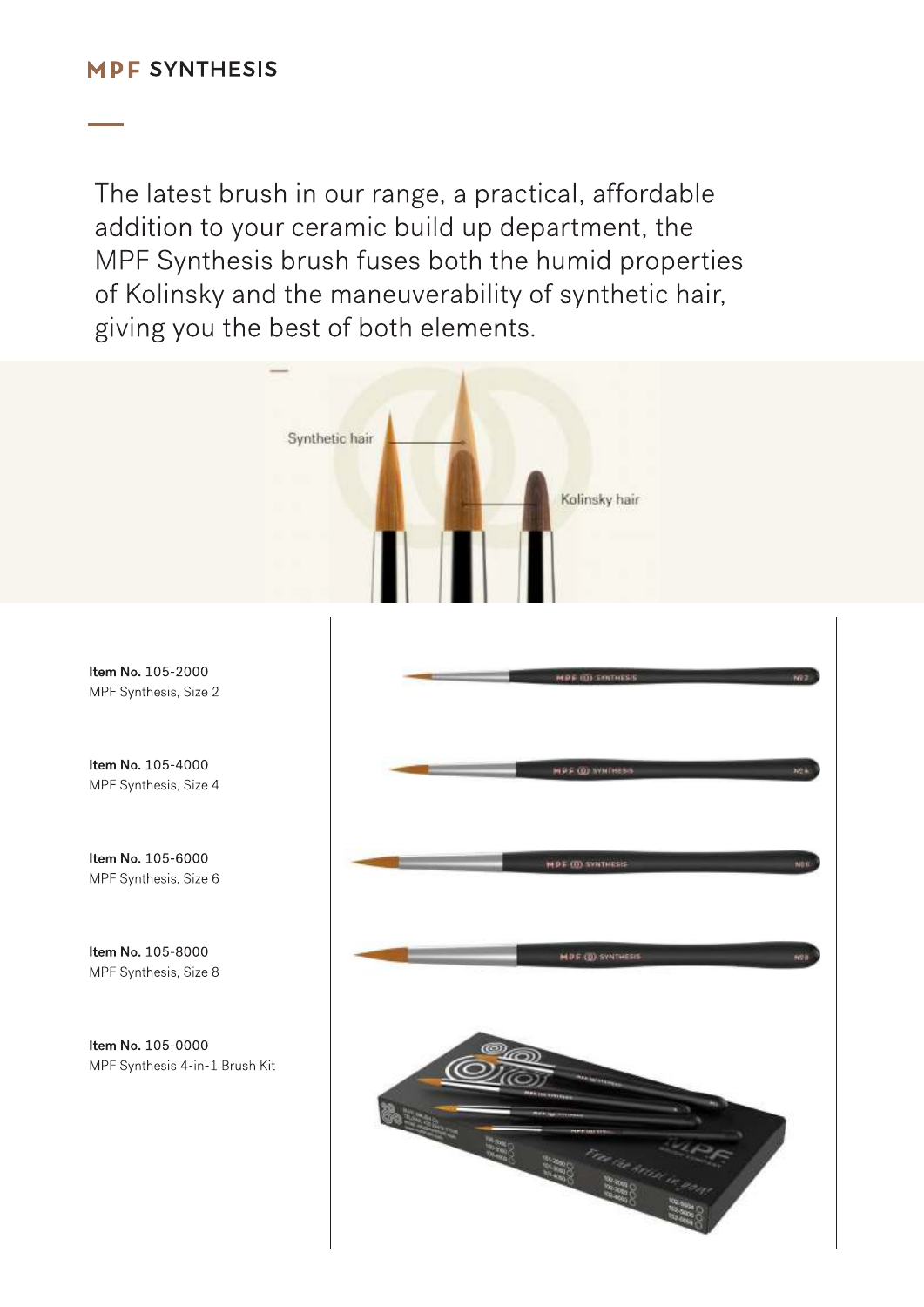# MPF SYNTHESIS

The latest brush in our range, a practical, affordable addition to your ceramic build up department, the MPF Synthesis brush fuses both the humid properties of Kolinsky and the maneuverability of synthetic hair, giving you the best of both elements.

Synthetic hair

Kolinsky hair

**Item No.** 105-2000
MPF Synthesis, Size 2

**Item No.** 105-4000
MPF Synthesis, Size 4

**Item No.** 105-6000
MPF Synthesis, Size 6

**Item No.** 105-8000
MPF Synthesis, Size 8

**Item No.** 105-0000
MPF Synthesis 4-in-1 Brush Kit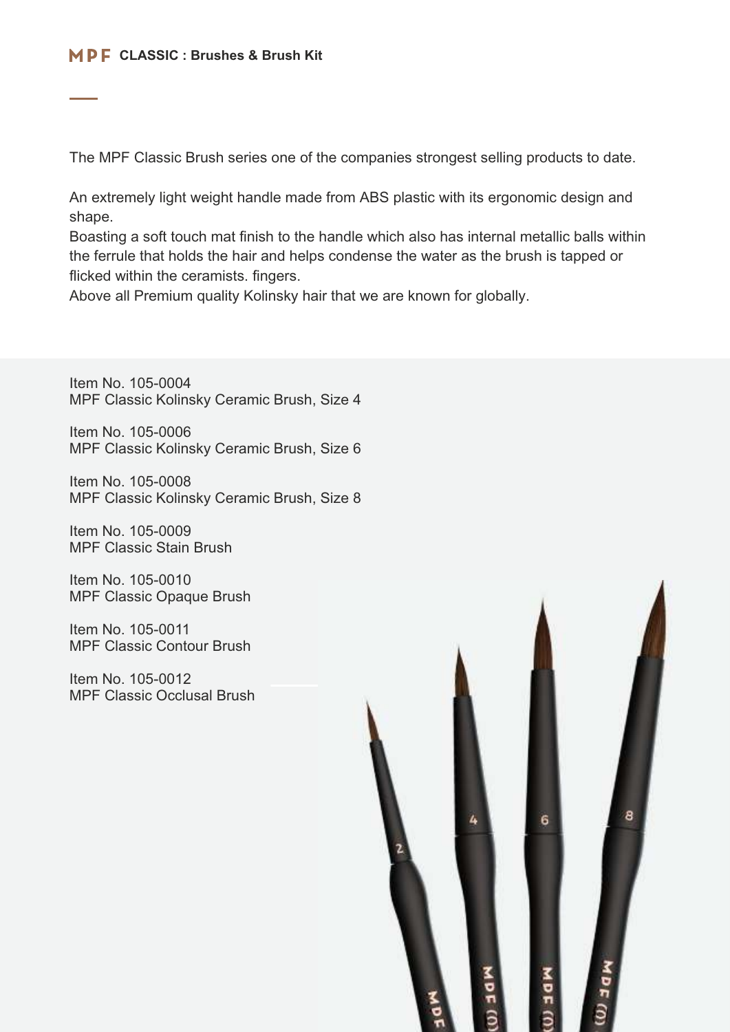**MPF CLASSIC : Brushes & Brush Kit**

The MPF Classic Brush series one of the companies strongest selling products to date.

An extremely light weight handle made from ABS plastic with its ergonomic design and shape.
Boasting a soft touch mat finish to the handle which also has internal metallic balls within the ferrule that holds the hair and helps condense the water as the brush is tapped or flicked within the ceramists. fingers.
Above all Premium quality Kolinsky hair that we are known for globally.

Item No. 105-0004
MPF Classic Kolinsky Ceramic Brush, Size 4

Item No. 105-0006
MPF Classic Kolinsky Ceramic Brush, Size 6

Item No. 105-0008
MPF Classic Kolinsky Ceramic Brush, Size 8

Item No. 105-0009
MPF Classic Stain Brush

Item No. 105-0010
MPF Classic Opaque Brush

Item No. 105-0011
MPF Classic Contour Brush

Item No. 105-0012
MPF Classic Occlusal Brush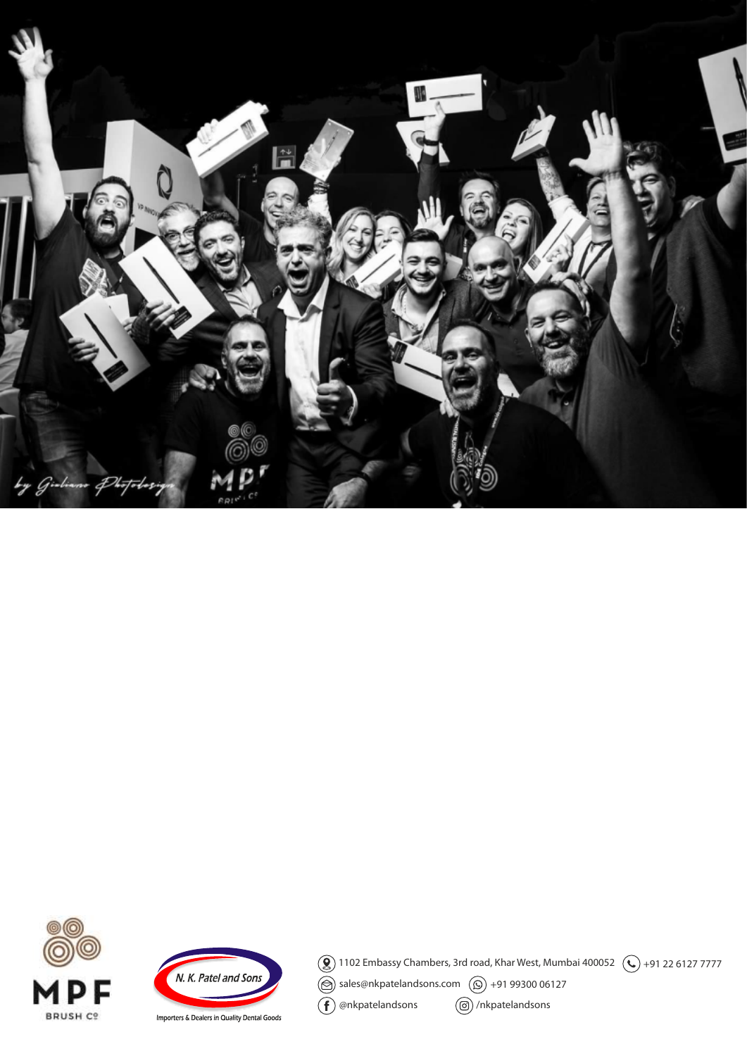MPF BRUSH CO

N. K. Patel and Sons

Importers & Dealers in Quality Dental Goods

1102 Embassy Chambers, 3rd road, Khar West, Mumbai 400052

+91 22 6127 7777

sales@nkpatelandsons.com

+91 99300 06127

@nkpatelandsons

/nkpatelandsons